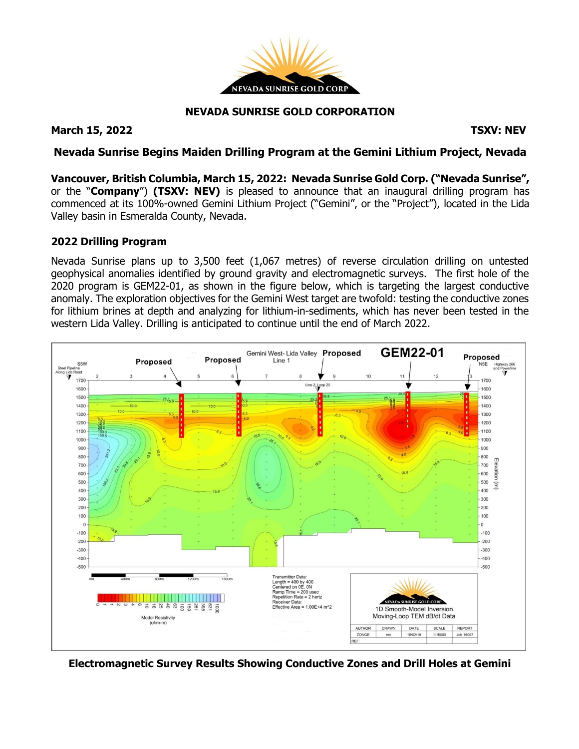**NEVADA SUNRISE GOLD CORPORATION**

**March 15, 2022** **TSXV: NEV**

## Nevada Sunrise Begins Maiden Drilling Program at the Gemini Lithium Project, Nevada

**Vancouver, British Columbia, March 15, 2022: Nevada Sunrise Gold Corp. ("Nevada Sunrise",** or the "**Company**") **(TSXV: NEV)** is pleased to announce that an inaugural drilling program has commenced at its 100%-owned Gemini Lithium Project ("Gemini", or the "Project"), located in the Lida Valley basin in Esmeralda County, Nevada.

### 2022 Drilling Program

Nevada Sunrise plans up to 3,500 feet (1,067 metres) of reverse circulation drilling on untested geophysical anomalies identified by ground gravity and electromagnetic surveys. The first hole of the 2020 program is GEM22-01, as shown in the figure below, which is targeting the largest conductive anomaly. The exploration objectives for the Gemini West target are twofold: testing the conductive zones for lithium brines at depth and analyzing for lithium-in-sediments, which has never been tested in the western Lida Valley. Drilling is anticipated to continue until the end of March 2022.

**Electromagnetic Survey Results Showing Conductive Zones and Drill Holes at Gemini**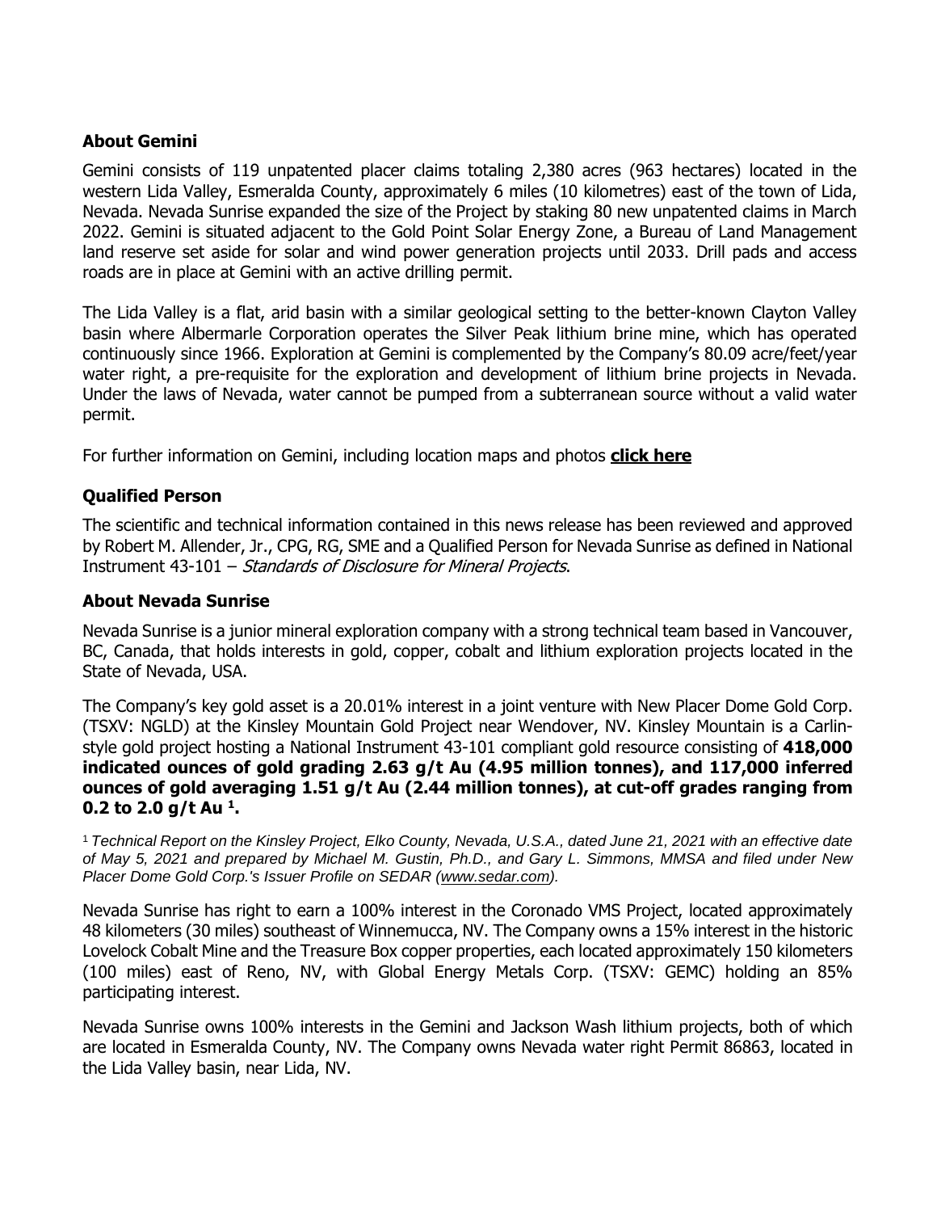### About Gemini

Gemini consists of 119 unpatented placer claims totaling 2,380 acres (963 hectares) located in the western Lida Valley, Esmeralda County, approximately 6 miles (10 kilometres) east of the town of Lida, Nevada. Nevada Sunrise expanded the size of the Project by staking 80 new unpatented claims in March 2022. Gemini is situated adjacent to the Gold Point Solar Energy Zone, a Bureau of Land Management land reserve set aside for solar and wind power generation projects until 2033. Drill pads and access roads are in place at Gemini with an active drilling permit.

The Lida Valley is a flat, arid basin with a similar geological setting to the better-known Clayton Valley basin where Albermarle Corporation operates the Silver Peak lithium brine mine, which has operated continuously since 1966. Exploration at Gemini is complemented by the Company's 80.09 acre/feet/year water right, a pre-requisite for the exploration and development of lithium brine projects in Nevada. Under the laws of Nevada, water cannot be pumped from a subterranean source without a valid water permit.

For further information on Gemini, including location maps and photos **click here**

### Qualified Person

The scientific and technical information contained in this news release has been reviewed and approved by Robert M. Allender, Jr., CPG, RG, SME and a Qualified Person for Nevada Sunrise as defined in National Instrument 43-101 – *Standards of Disclosure for Mineral Projects*.

### About Nevada Sunrise

Nevada Sunrise is a junior mineral exploration company with a strong technical team based in Vancouver, BC, Canada, that holds interests in gold, copper, cobalt and lithium exploration projects located in the State of Nevada, USA.

The Company's key gold asset is a 20.01% interest in a joint venture with New Placer Dome Gold Corp. (TSXV: NGLD) at the Kinsley Mountain Gold Project near Wendover, NV. Kinsley Mountain is a Carlin-style gold project hosting a National Instrument 43-101 compliant gold resource consisting of **418,000 indicated ounces of gold grading 2.63 g/t Au (4.95 million tonnes), and 117,000 inferred ounces of gold averaging 1.51 g/t Au (2.44 million tonnes), at cut-off grades ranging from 0.2 to 2.0 g/t Au [1].**

[1] *Technical Report on the Kinsley Project, Elko County, Nevada, U.S.A., dated June 21, 2021 with an effective date of May 5, 2021 and prepared by Michael M. Gustin, Ph.D., and Gary L. Simmons, MMSA and filed under New Placer Dome Gold Corp.'s Issuer Profile on SEDAR (www.sedar.com).*

Nevada Sunrise has right to earn a 100% interest in the Coronado VMS Project, located approximately 48 kilometers (30 miles) southeast of Winnemucca, NV. The Company owns a 15% interest in the historic Lovelock Cobalt Mine and the Treasure Box copper properties, each located approximately 150 kilometers (100 miles) east of Reno, NV, with Global Energy Metals Corp. (TSXV: GEMC) holding an 85% participating interest.

Nevada Sunrise owns 100% interests in the Gemini and Jackson Wash lithium projects, both of which are located in Esmeralda County, NV. The Company owns Nevada water right Permit 86863, located in the Lida Valley basin, near Lida, NV.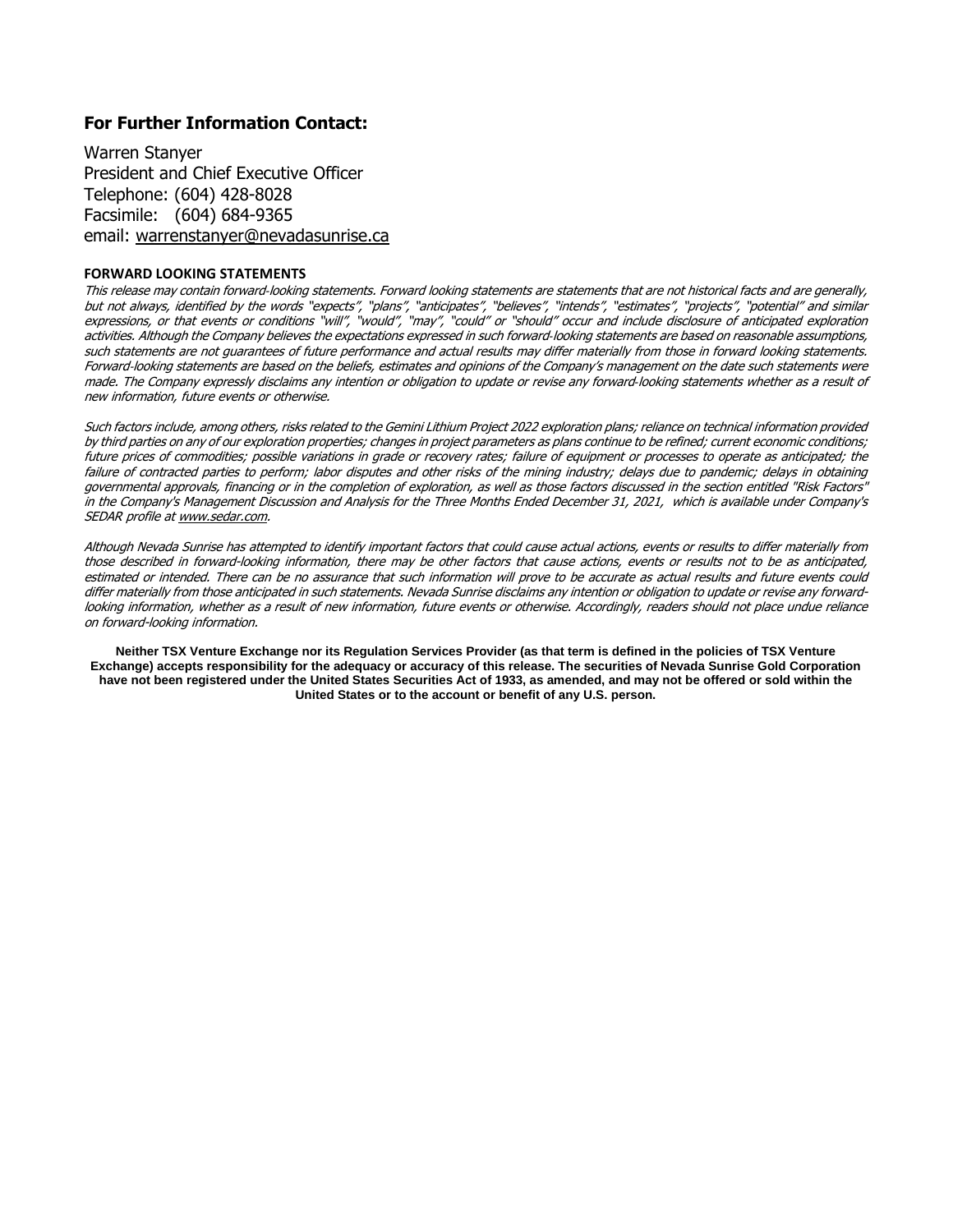## For Further Information Contact:

Warren Stanyer
President and Chief Executive Officer
Telephone: (604) 428-8028
Facsimile: (604) 684-9365
email: warrenstanyer@nevadasunrise.ca

**FORWARD LOOKING STATEMENTS**

*This release may contain forward-looking statements. Forward looking statements are statements that are not historical facts and are generally, but not always, identified by the words "expects", "plans", "anticipates", "believes", "intends", "estimates", "projects", "potential" and similar expressions, or that events or conditions "will", "would", "may", "could" or "should" occur and include disclosure of anticipated exploration activities. Although the Company believes the expectations expressed in such forward-looking statements are based on reasonable assumptions, such statements are not guarantees of future performance and actual results may differ materially from those in forward looking statements. Forward-looking statements are based on the beliefs, estimates and opinions of the Company's management on the date such statements were made. The Company expressly disclaims any intention or obligation to update or revise any forward-looking statements whether as a result of new information, future events or otherwise.*

*Such factors include, among others, risks related to the Gemini Lithium Project 2022 exploration plans; reliance on technical information provided by third parties on any of our exploration properties; changes in project parameters as plans continue to be refined; current economic conditions; future prices of commodities; possible variations in grade or recovery rates; failure of equipment or processes to operate as anticipated; the failure of contracted parties to perform; labor disputes and other risks of the mining industry; delays due to pandemic; delays in obtaining governmental approvals, financing or in the completion of exploration, as well as those factors discussed in the section entitled "Risk Factors" in the Company's Management Discussion and Analysis for the Three Months Ended December 31, 2021, which is available under Company's SEDAR profile at www.sedar.com.*

*Although Nevada Sunrise has attempted to identify important factors that could cause actual actions, events or results to differ materially from those described in forward-looking information, there may be other factors that cause actions, events or results not to be as anticipated, estimated or intended. There can be no assurance that such information will prove to be accurate as actual results and future events could differ materially from those anticipated in such statements. Nevada Sunrise disclaims any intention or obligation to update or revise any forward-looking information, whether as a result of new information, future events or otherwise. Accordingly, readers should not place undue reliance on forward-looking information.*

**Neither TSX Venture Exchange nor its Regulation Services Provider (as that term is defined in the policies of TSX Venture Exchange) accepts responsibility for the adequacy or accuracy of this release. The securities of Nevada Sunrise Gold Corporation have not been registered under the United States Securities Act of 1933, as amended, and may not be offered or sold within the United States or to the account or benefit of any U.S. person.**